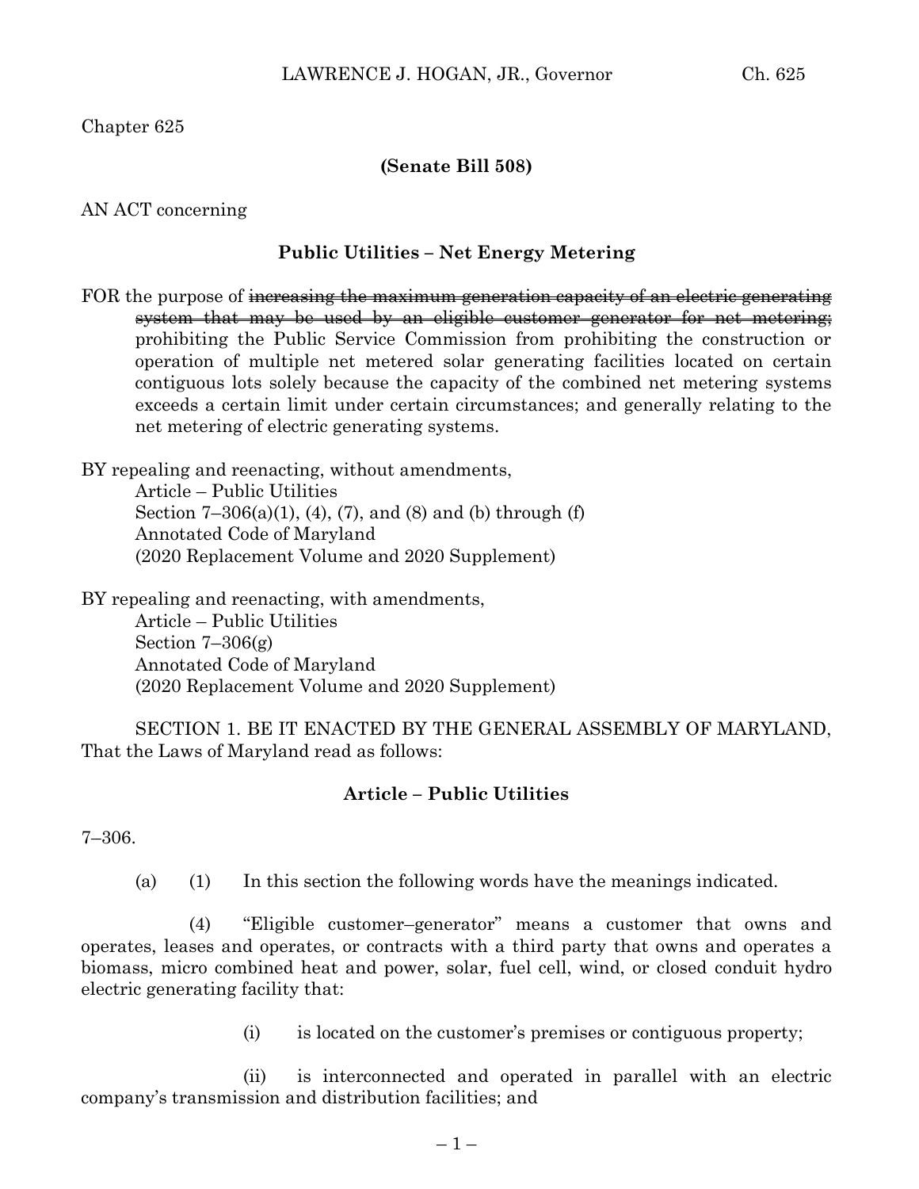Chapter 625

**(Senate Bill 508)**

AN ACT concerning

**Public Utilities – Net Energy Metering**

FOR the purpose of ~~increasing the maximum generation capacity of an electric generating system that may be used by an eligible customer generator for net metering;~~ prohibiting the Public Service Commission from prohibiting the construction or operation of multiple net metered solar generating facilities located on certain contiguous lots solely because the capacity of the combined net metering systems exceeds a certain limit under certain circumstances; and generally relating to the net metering of electric generating systems.

BY repealing and reenacting, without amendments,
Article – Public Utilities
Section 7–306(a)(1), (4), (7), and (8) and (b) through (f)
Annotated Code of Maryland
(2020 Replacement Volume and 2020 Supplement)

BY repealing and reenacting, with amendments,
Article – Public Utilities
Section 7–306(g)
Annotated Code of Maryland
(2020 Replacement Volume and 2020 Supplement)

SECTION 1. BE IT ENACTED BY THE GENERAL ASSEMBLY OF MARYLAND, That the Laws of Maryland read as follows:

**Article – Public Utilities**

7–306.

(a) (1) In this section the following words have the meanings indicated.

(4) "Eligible customer–generator" means a customer that owns and operates, leases and operates, or contracts with a third party that owns and operates a biomass, micro combined heat and power, solar, fuel cell, wind, or closed conduit hydro electric generating facility that:

(i) is located on the customer's premises or contiguous property;

(ii) is interconnected and operated in parallel with an electric company's transmission and distribution facilities; and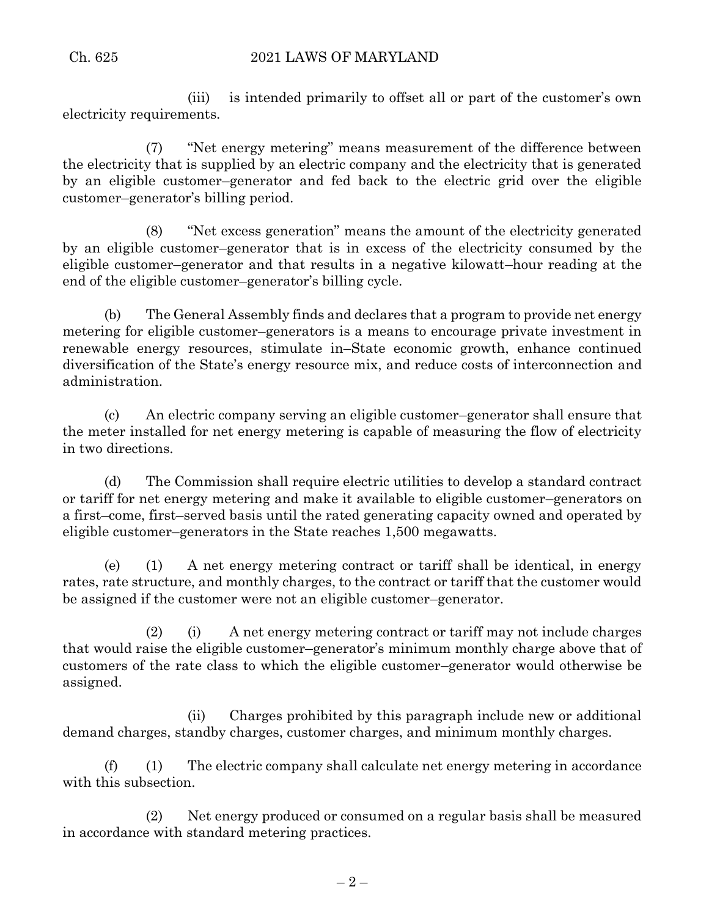(iii) is intended primarily to offset all or part of the customer's own electricity requirements.

(7) "Net energy metering" means measurement of the difference between the electricity that is supplied by an electric company and the electricity that is generated by an eligible customer–generator and fed back to the electric grid over the eligible customer–generator's billing period.

(8) "Net excess generation" means the amount of the electricity generated by an eligible customer–generator that is in excess of the electricity consumed by the eligible customer–generator and that results in a negative kilowatt–hour reading at the end of the eligible customer–generator's billing cycle.

(b) The General Assembly finds and declares that a program to provide net energy metering for eligible customer–generators is a means to encourage private investment in renewable energy resources, stimulate in–State economic growth, enhance continued diversification of the State's energy resource mix, and reduce costs of interconnection and administration.

(c) An electric company serving an eligible customer–generator shall ensure that the meter installed for net energy metering is capable of measuring the flow of electricity in two directions.

(d) The Commission shall require electric utilities to develop a standard contract or tariff for net energy metering and make it available to eligible customer–generators on a first–come, first–served basis until the rated generating capacity owned and operated by eligible customer–generators in the State reaches 1,500 megawatts.

(e) (1) A net energy metering contract or tariff shall be identical, in energy rates, rate structure, and monthly charges, to the contract or tariff that the customer would be assigned if the customer were not an eligible customer–generator.

(2) (i) A net energy metering contract or tariff may not include charges that would raise the eligible customer–generator's minimum monthly charge above that of customers of the rate class to which the eligible customer–generator would otherwise be assigned.

(ii) Charges prohibited by this paragraph include new or additional demand charges, standby charges, customer charges, and minimum monthly charges.

(f) (1) The electric company shall calculate net energy metering in accordance with this subsection.

(2) Net energy produced or consumed on a regular basis shall be measured in accordance with standard metering practices.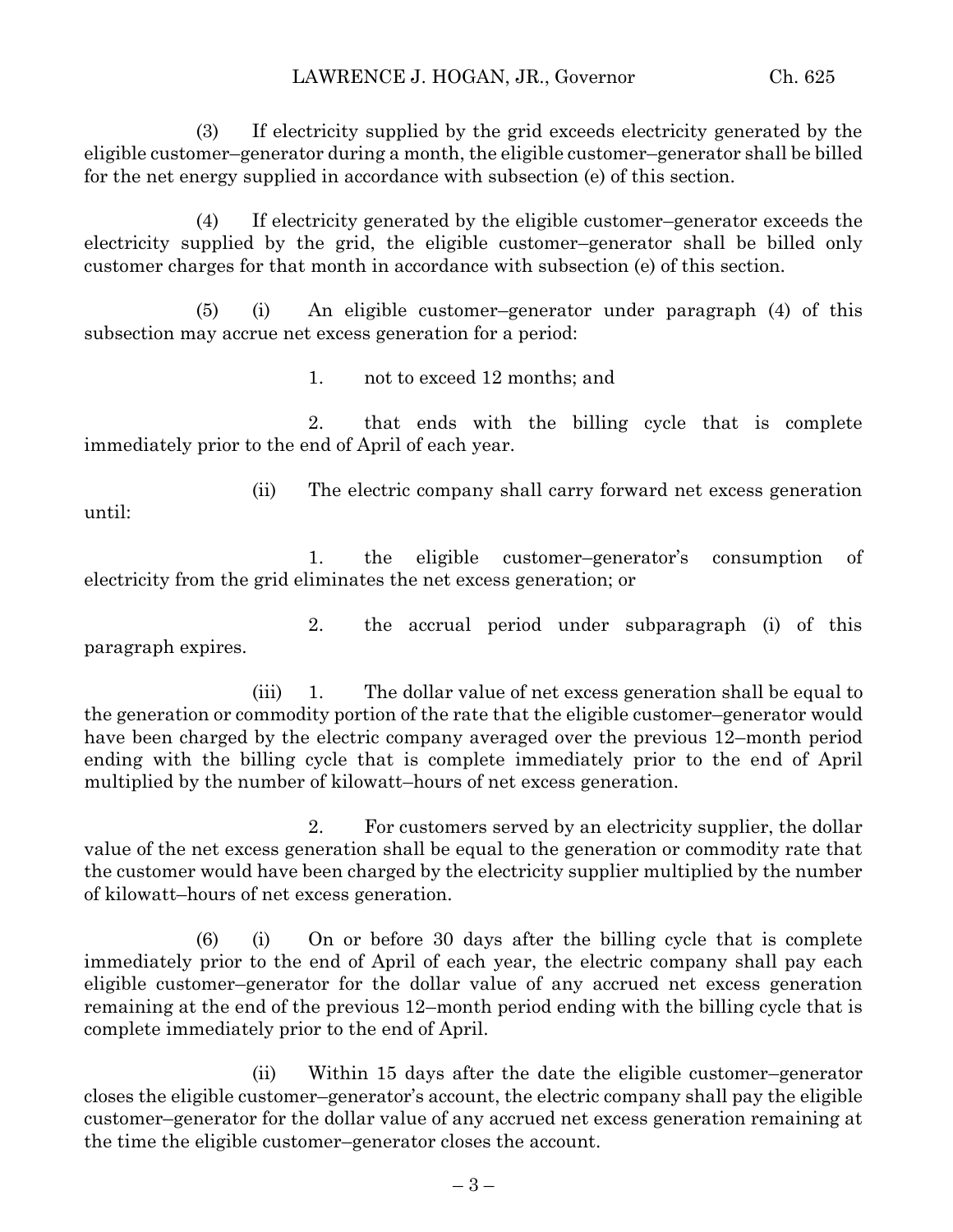(3) If electricity supplied by the grid exceeds electricity generated by the eligible customer–generator during a month, the eligible customer–generator shall be billed for the net energy supplied in accordance with subsection (e) of this section.

(4) If electricity generated by the eligible customer–generator exceeds the electricity supplied by the grid, the eligible customer–generator shall be billed only customer charges for that month in accordance with subsection (e) of this section.

(5) (i) An eligible customer–generator under paragraph (4) of this subsection may accrue net excess generation for a period:

1. not to exceed 12 months; and

2. that ends with the billing cycle that is complete immediately prior to the end of April of each year.

(ii) The electric company shall carry forward net excess generation until:

1. the eligible customer–generator's consumption of electricity from the grid eliminates the net excess generation; or

2. the accrual period under subparagraph (i) of this paragraph expires.

(iii) 1. The dollar value of net excess generation shall be equal to the generation or commodity portion of the rate that the eligible customer–generator would have been charged by the electric company averaged over the previous 12–month period ending with the billing cycle that is complete immediately prior to the end of April multiplied by the number of kilowatt–hours of net excess generation.

2. For customers served by an electricity supplier, the dollar value of the net excess generation shall be equal to the generation or commodity rate that the customer would have been charged by the electricity supplier multiplied by the number of kilowatt–hours of net excess generation.

(6) (i) On or before 30 days after the billing cycle that is complete immediately prior to the end of April of each year, the electric company shall pay each eligible customer–generator for the dollar value of any accrued net excess generation remaining at the end of the previous 12–month period ending with the billing cycle that is complete immediately prior to the end of April.

(ii) Within 15 days after the date the eligible customer–generator closes the eligible customer–generator's account, the electric company shall pay the eligible customer–generator for the dollar value of any accrued net excess generation remaining at the time the eligible customer–generator closes the account.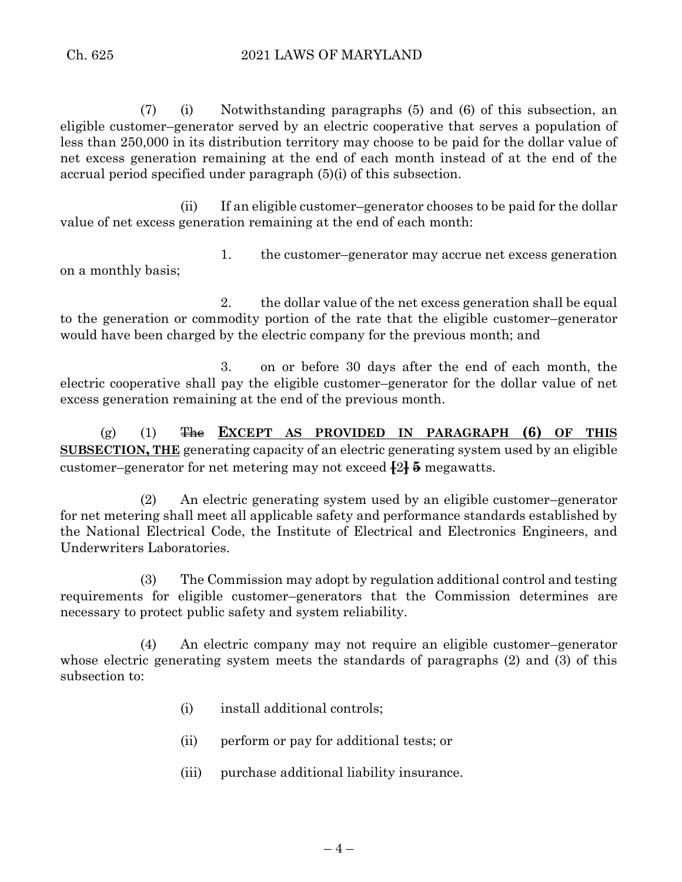(7) (i) Notwithstanding paragraphs (5) and (6) of this subsection, an eligible customer–generator served by an electric cooperative that serves a population of less than 250,000 in its distribution territory may choose to be paid for the dollar value of net excess generation remaining at the end of each month instead of at the end of the accrual period specified under paragraph (5)(i) of this subsection.

(ii) If an eligible customer–generator chooses to be paid for the dollar value of net excess generation remaining at the end of each month:

1. the customer–generator may accrue net excess generation on a monthly basis;

2. the dollar value of the net excess generation shall be equal to the generation or commodity portion of the rate that the eligible customer–generator would have been charged by the electric company for the previous month; and

3. on or before 30 days after the end of each month, the electric cooperative shall pay the eligible customer–generator for the dollar value of net excess generation remaining at the end of the previous month.

(g) (1) ~~The~~ **EXCEPT AS PROVIDED IN PARAGRAPH (6) OF THIS SUBSECTION, THE** generating capacity of an electric generating system used by an eligible customer–generator for net metering may not exceed [2] ~~5~~ megawatts.

(2) An electric generating system used by an eligible customer–generator for net metering shall meet all applicable safety and performance standards established by the National Electrical Code, the Institute of Electrical and Electronics Engineers, and Underwriters Laboratories.

(3) The Commission may adopt by regulation additional control and testing requirements for eligible customer–generators that the Commission determines are necessary to protect public safety and system reliability.

(4) An electric company may not require an eligible customer–generator whose electric generating system meets the standards of paragraphs (2) and (3) of this subsection to:

(i) install additional controls;

(ii) perform or pay for additional tests; or

(iii) purchase additional liability insurance.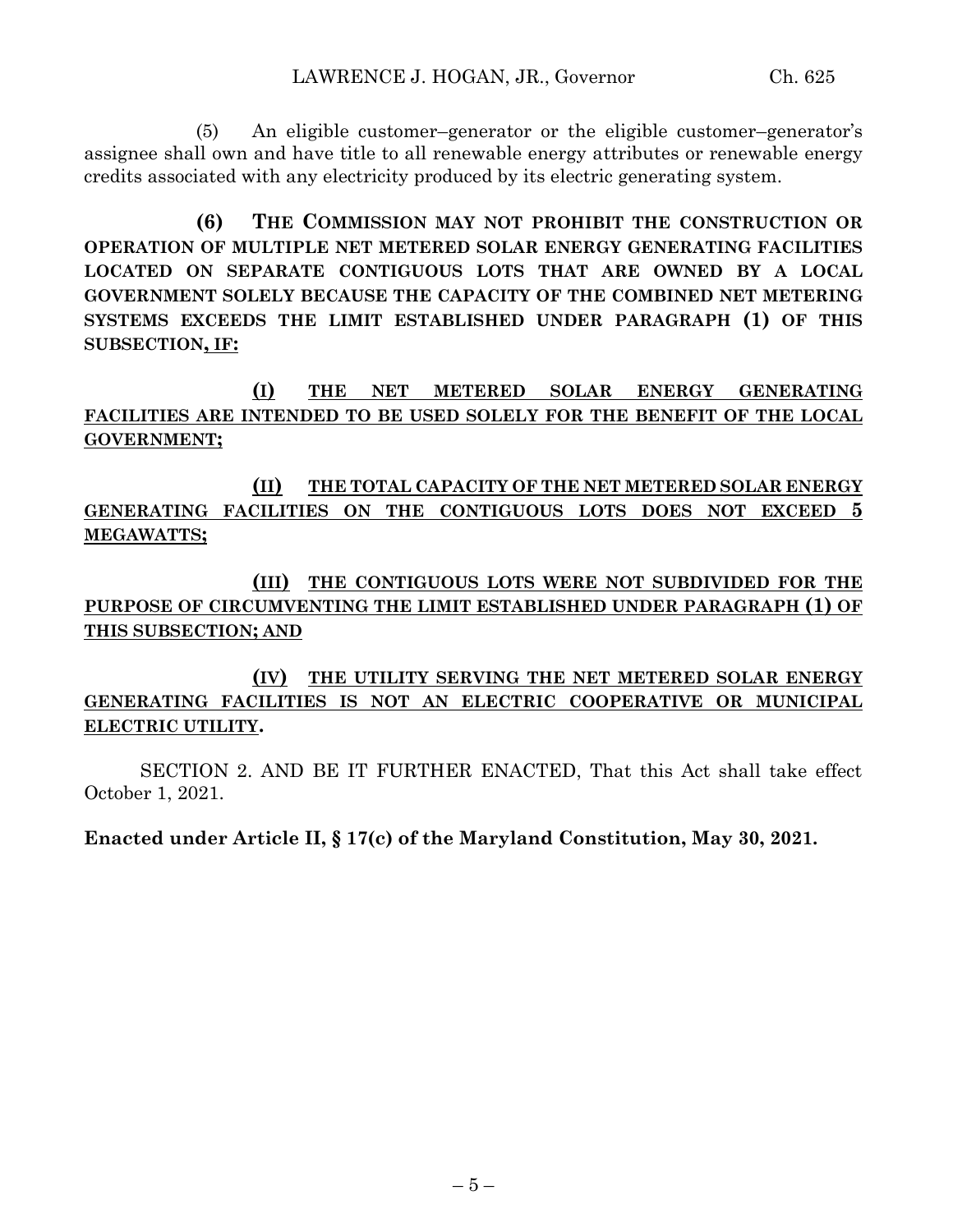(5) An eligible customer–generator or the eligible customer–generator's assignee shall own and have title to all renewable energy attributes or renewable energy credits associated with any electricity produced by its electric generating system.

**(6) THE COMMISSION MAY NOT PROHIBIT THE CONSTRUCTION OR OPERATION OF MULTIPLE NET METERED SOLAR ENERGY GENERATING FACILITIES LOCATED ON SEPARATE CONTIGUOUS LOTS THAT ARE OWNED BY A LOCAL GOVERNMENT SOLELY BECAUSE THE CAPACITY OF THE COMBINED NET METERING SYSTEMS EXCEEDS THE LIMIT ESTABLISHED UNDER PARAGRAPH (1) OF THIS SUBSECTION, IF:**

**(I) THE NET METERED SOLAR ENERGY GENERATING FACILITIES ARE INTENDED TO BE USED SOLELY FOR THE BENEFIT OF THE LOCAL GOVERNMENT;**

**(II) THE TOTAL CAPACITY OF THE NET METERED SOLAR ENERGY GENERATING FACILITIES ON THE CONTIGUOUS LOTS DOES NOT EXCEED 5 MEGAWATTS;**

**(III) THE CONTIGUOUS LOTS WERE NOT SUBDIVIDED FOR THE PURPOSE OF CIRCUMVENTING THE LIMIT ESTABLISHED UNDER PARAGRAPH (1) OF THIS SUBSECTION; AND**

**(IV) THE UTILITY SERVING THE NET METERED SOLAR ENERGY GENERATING FACILITIES IS NOT AN ELECTRIC COOPERATIVE OR MUNICIPAL ELECTRIC UTILITY.**

SECTION 2. AND BE IT FURTHER ENACTED, That this Act shall take effect October 1, 2021.

**Enacted under Article II, § 17(c) of the Maryland Constitution, May 30, 2021.**